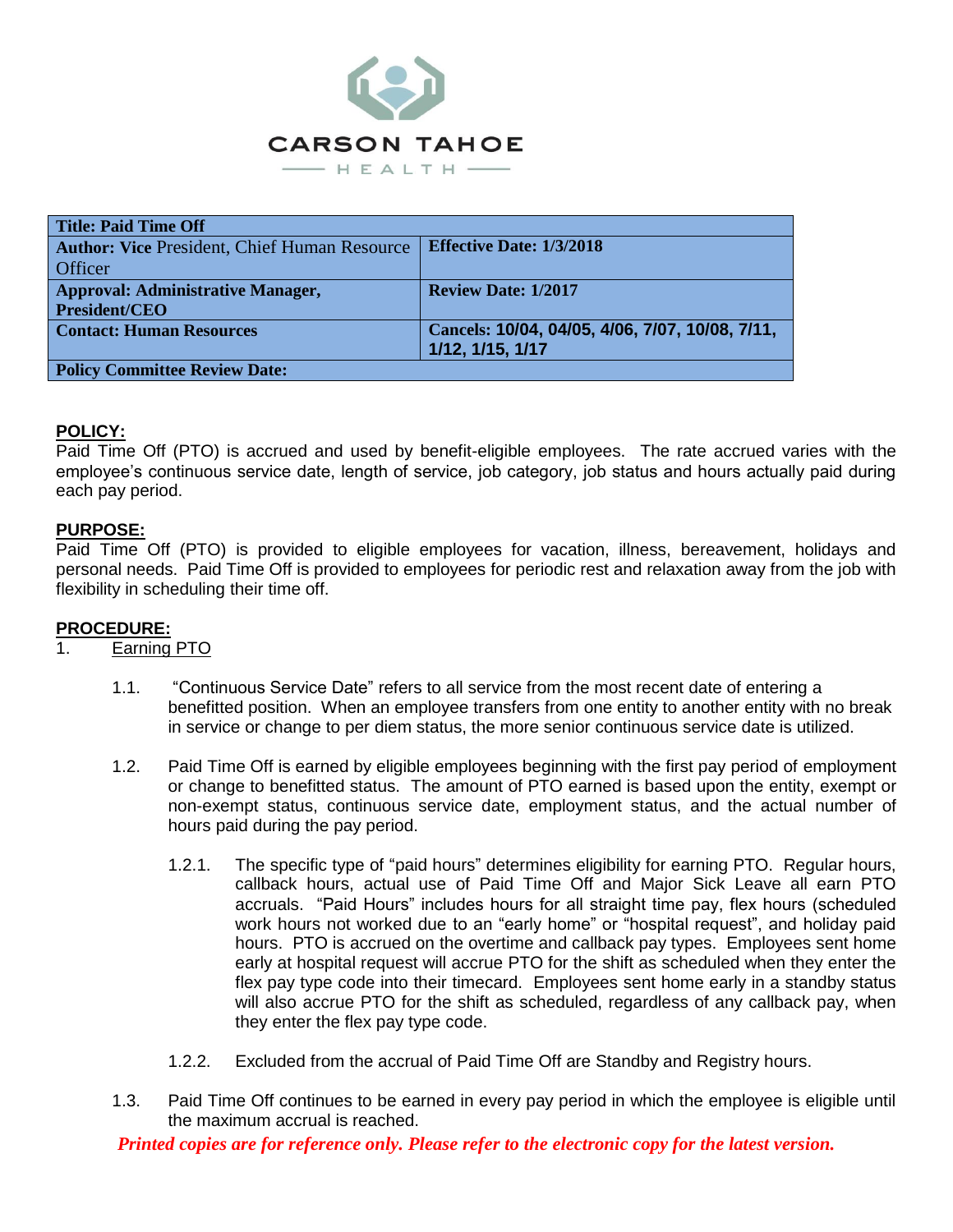CARSON TAHOE

HEALTH

| Title: Paid Time Off | |
| --- | --- |
| **Author: Vice** President, Chief Human Resource Officer | **Effective Date: 1/3/2018** |
| **Approval: Administrative Manager, President/CEO** | **Review Date: 1/2017** |
| **Contact: Human Resources** | **Cancels: 10/04, 04/05, 4/06, 7/07, 10/08, 7/11, 1/12, 1/15, 1/17** |
| **Policy Committee Review Date:** | |

## POLICY:

Paid Time Off (PTO) is accrued and used by benefit-eligible employees. The rate accrued varies with the employee's continuous service date, length of service, job category, job status and hours actually paid during each pay period.

## PURPOSE:

Paid Time Off (PTO) is provided to eligible employees for vacation, illness, bereavement, holidays and personal needs. Paid Time Off is provided to employees for periodic rest and relaxation away from the job with flexibility in scheduling their time off.

## PROCEDURE:

1. Earning PTO

1.1. "Continuous Service Date" refers to all service from the most recent date of entering a benefitted position. When an employee transfers from one entity to another entity with no break in service or change to per diem status, the more senior continuous service date is utilized.

1.2. Paid Time Off is earned by eligible employees beginning with the first pay period of employment or change to benefitted status. The amount of PTO earned is based upon the entity, exempt or non-exempt status, continuous service date, employment status, and the actual number of hours paid during the pay period.

1.2.1. The specific type of "paid hours" determines eligibility for earning PTO. Regular hours, callback hours, actual use of Paid Time Off and Major Sick Leave all earn PTO accruals. "Paid Hours" includes hours for all straight time pay, flex hours (scheduled work hours not worked due to an "early home" or "hospital request", and holiday paid hours. PTO is accrued on the overtime and callback pay types. Employees sent home early at hospital request will accrue PTO for the shift as scheduled when they enter the flex pay type code into their timecard. Employees sent home early in a standby status will also accrue PTO for the shift as scheduled, regardless of any callback pay, when they enter the flex pay type code.

1.2.2. Excluded from the accrual of Paid Time Off are Standby and Registry hours.

1.3. Paid Time Off continues to be earned in every pay period in which the employee is eligible until the maximum accrual is reached.

*Printed copies are for reference only. Please refer to the electronic copy for the latest version.*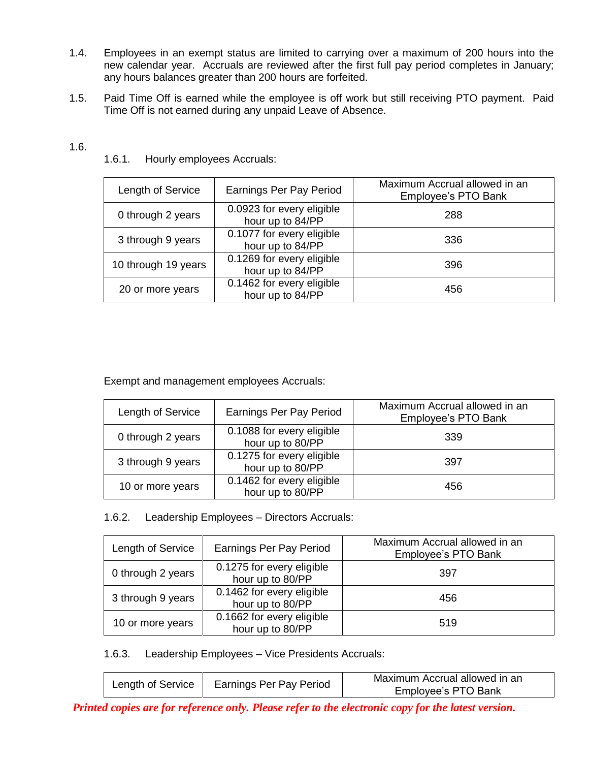1.4. Employees in an exempt status are limited to carrying over a maximum of 200 hours into the new calendar year. Accruals are reviewed after the first full pay period completes in January; any hours balances greater than 200 hours are forfeited.

1.5. Paid Time Off is earned while the employee is off work but still receiving PTO payment. Paid Time Off is not earned during any unpaid Leave of Absence.

1.6.

1.6.1. Hourly employees Accruals:

| Length of Service | Earnings Per Pay Period | Maximum Accrual allowed in an Employee's PTO Bank |
|---|---|---|
| 0 through 2 years | 0.0923 for every eligible hour up to 84/PP | 288 |
| 3 through 9 years | 0.1077 for every eligible hour up to 84/PP | 336 |
| 10 through 19 years | 0.1269 for every eligible hour up to 84/PP | 396 |
| 20 or more years | 0.1462 for every eligible hour up to 84/PP | 456 |

Exempt and management employees Accruals:

| Length of Service | Earnings Per Pay Period | Maximum Accrual allowed in an Employee's PTO Bank |
|---|---|---|
| 0 through 2 years | 0.1088 for every eligible hour up to 80/PP | 339 |
| 3 through 9 years | 0.1275 for every eligible hour up to 80/PP | 397 |
| 10 or more years | 0.1462 for every eligible hour up to 80/PP | 456 |

1.6.2. Leadership Employees – Directors Accruals:

| Length of Service | Earnings Per Pay Period | Maximum Accrual allowed in an Employee's PTO Bank |
|---|---|---|
| 0 through 2 years | 0.1275 for every eligible hour up to 80/PP | 397 |
| 3 through 9 years | 0.1462 for every eligible hour up to 80/PP | 456 |
| 10 or more years | 0.1662 for every eligible hour up to 80/PP | 519 |

1.6.3. Leadership Employees – Vice Presidents Accruals:

| Length of Service | Earnings Per Pay Period | Maximum Accrual allowed in an Employee's PTO Bank |
|---|---|---|

***Printed copies are for reference only. Please refer to the electronic copy for the latest version.***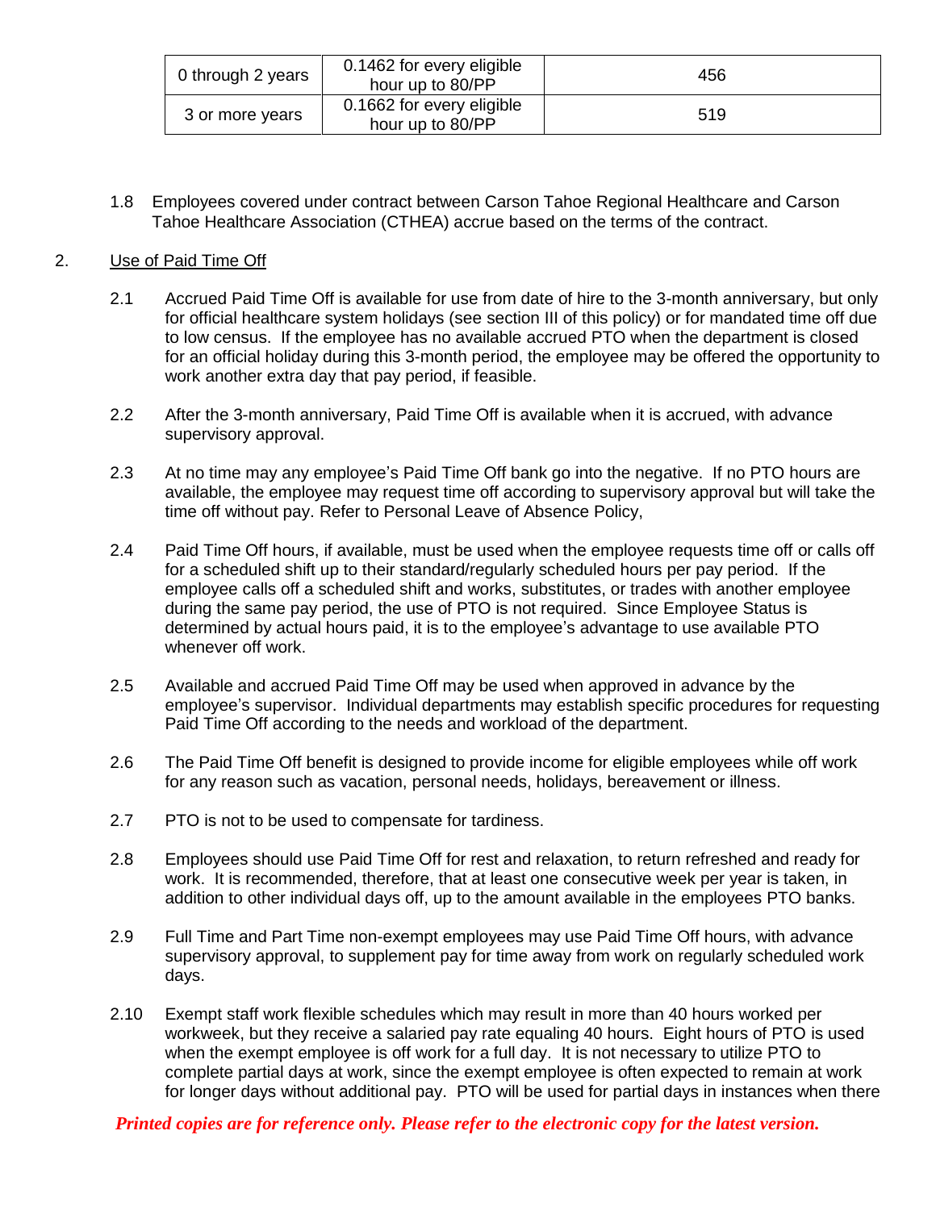| 0 through 2 years | 0.1462 for every eligible hour up to 80/PP | 456 |
|---|---|---|
| 3 or more years | 0.1662 for every eligible hour up to 80/PP | 519 |

1.8 Employees covered under contract between Carson Tahoe Regional Healthcare and Carson Tahoe Healthcare Association (CTHEA) accrue based on the terms of the contract.

2. Use of Paid Time Off

2.1 Accrued Paid Time Off is available for use from date of hire to the 3-month anniversary, but only for official healthcare system holidays (see section III of this policy) or for mandated time off due to low census. If the employee has no available accrued PTO when the department is closed for an official holiday during this 3-month period, the employee may be offered the opportunity to work another extra day that pay period, if feasible.

2.2 After the 3-month anniversary, Paid Time Off is available when it is accrued, with advance supervisory approval.

2.3 At no time may any employee's Paid Time Off bank go into the negative. If no PTO hours are available, the employee may request time off according to supervisory approval but will take the time off without pay. Refer to Personal Leave of Absence Policy,

2.4 Paid Time Off hours, if available, must be used when the employee requests time off or calls off for a scheduled shift up to their standard/regularly scheduled hours per pay period. If the employee calls off a scheduled shift and works, substitutes, or trades with another employee during the same pay period, the use of PTO is not required. Since Employee Status is determined by actual hours paid, it is to the employee's advantage to use available PTO whenever off work.

2.5 Available and accrued Paid Time Off may be used when approved in advance by the employee's supervisor. Individual departments may establish specific procedures for requesting Paid Time Off according to the needs and workload of the department.

2.6 The Paid Time Off benefit is designed to provide income for eligible employees while off work for any reason such as vacation, personal needs, holidays, bereavement or illness.

2.7 PTO is not to be used to compensate for tardiness.

2.8 Employees should use Paid Time Off for rest and relaxation, to return refreshed and ready for work. It is recommended, therefore, that at least one consecutive week per year is taken, in addition to other individual days off, up to the amount available in the employees PTO banks.

2.9 Full Time and Part Time non-exempt employees may use Paid Time Off hours, with advance supervisory approval, to supplement pay for time away from work on regularly scheduled work days.

2.10 Exempt staff work flexible schedules which may result in more than 40 hours worked per workweek, but they receive a salaried pay rate equaling 40 hours. Eight hours of PTO is used when the exempt employee is off work for a full day. It is not necessary to utilize PTO to complete partial days at work, since the exempt employee is often expected to remain at work for longer days without additional pay. PTO will be used for partial days in instances when there

*Printed copies are for reference only. Please refer to the electronic copy for the latest version.*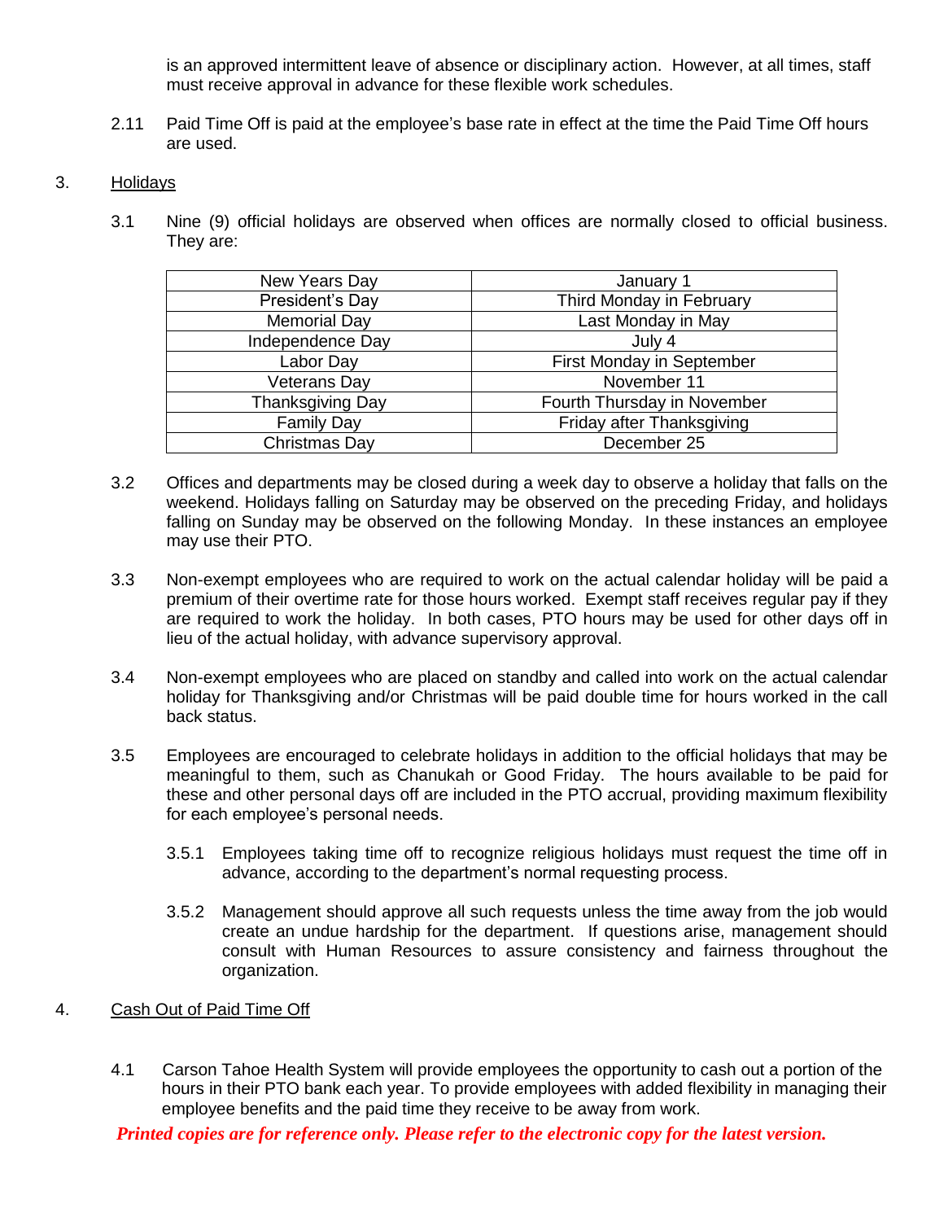is an approved intermittent leave of absence or disciplinary action. However, at all times, staff must receive approval in advance for these flexible work schedules.

2.11 Paid Time Off is paid at the employee's base rate in effect at the time the Paid Time Off hours are used.

3. Holidays

3.1 Nine (9) official holidays are observed when offices are normally closed to official business. They are:

| New Years Day | January 1 |
|---|---|
| President's Day | Third Monday in February |
| Memorial Day | Last Monday in May |
| Independence Day | July 4 |
| Labor Day | First Monday in September |
| Veterans Day | November 11 |
| Thanksgiving Day | Fourth Thursday in November |
| Family Day | Friday after Thanksgiving |
| Christmas Day | December 25 |

3.2 Offices and departments may be closed during a week day to observe a holiday that falls on the weekend. Holidays falling on Saturday may be observed on the preceding Friday, and holidays falling on Sunday may be observed on the following Monday. In these instances an employee may use their PTO.

3.3 Non-exempt employees who are required to work on the actual calendar holiday will be paid a premium of their overtime rate for those hours worked. Exempt staff receives regular pay if they are required to work the holiday. In both cases, PTO hours may be used for other days off in lieu of the actual holiday, with advance supervisory approval.

3.4 Non-exempt employees who are placed on standby and called into work on the actual calendar holiday for Thanksgiving and/or Christmas will be paid double time for hours worked in the call back status.

3.5 Employees are encouraged to celebrate holidays in addition to the official holidays that may be meaningful to them, such as Chanukah or Good Friday. The hours available to be paid for these and other personal days off are included in the PTO accrual, providing maximum flexibility for each employee's personal needs.

3.5.1 Employees taking time off to recognize religious holidays must request the time off in advance, according to the department's normal requesting process.

3.5.2 Management should approve all such requests unless the time away from the job would create an undue hardship for the department. If questions arise, management should consult with Human Resources to assure consistency and fairness throughout the organization.

4. Cash Out of Paid Time Off

4.1 Carson Tahoe Health System will provide employees the opportunity to cash out a portion of the hours in their PTO bank each year. To provide employees with added flexibility in managing their employee benefits and the paid time they receive to be away from work.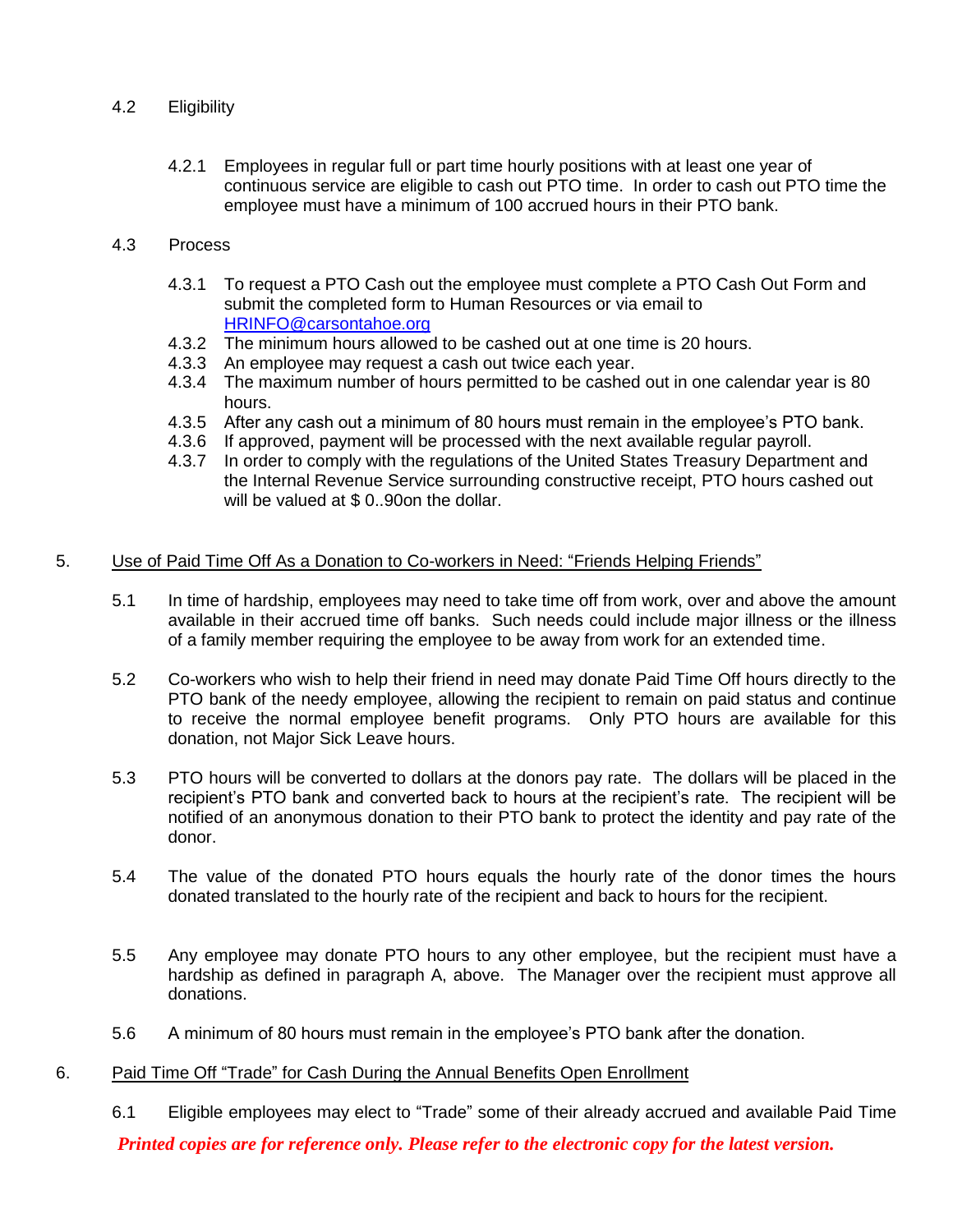4.2 Eligibility

4.2.1 Employees in regular full or part time hourly positions with at least one year of continuous service are eligible to cash out PTO time. In order to cash out PTO time the employee must have a minimum of 100 accrued hours in their PTO bank.

4.3 Process

4.3.1 To request a PTO Cash out the employee must complete a PTO Cash Out Form and submit the completed form to Human Resources or via email to [HRINFO@carsontahoe.org](mailto:HRINFO@carsontahoe.org)

4.3.2 The minimum hours allowed to be cashed out at one time is 20 hours.

4.3.3 An employee may request a cash out twice each year.

4.3.4 The maximum number of hours permitted to be cashed out in one calendar year is 80 hours.

4.3.5 After any cash out a minimum of 80 hours must remain in the employee's PTO bank.

4.3.6 If approved, payment will be processed with the next available regular payroll.

4.3.7 In order to comply with the regulations of the United States Treasury Department and the Internal Revenue Service surrounding constructive receipt, PTO hours cashed out will be valued at $ 0..90on the dollar.

5. <u>Use of Paid Time Off As a Donation to Co-workers in Need: "Friends Helping Friends"</u>

5.1 In time of hardship, employees may need to take time off from work, over and above the amount available in their accrued time off banks. Such needs could include major illness or the illness of a family member requiring the employee to be away from work for an extended time.

5.2 Co-workers who wish to help their friend in need may donate Paid Time Off hours directly to the PTO bank of the needy employee, allowing the recipient to remain on paid status and continue to receive the normal employee benefit programs. Only PTO hours are available for this donation, not Major Sick Leave hours.

5.3 PTO hours will be converted to dollars at the donors pay rate. The dollars will be placed in the recipient's PTO bank and converted back to hours at the recipient's rate. The recipient will be notified of an anonymous donation to their PTO bank to protect the identity and pay rate of the donor.

5.4 The value of the donated PTO hours equals the hourly rate of the donor times the hours donated translated to the hourly rate of the recipient and back to hours for the recipient.

5.5 Any employee may donate PTO hours to any other employee, but the recipient must have a hardship as defined in paragraph A, above. The Manager over the recipient must approve all donations.

5.6 A minimum of 80 hours must remain in the employee's PTO bank after the donation.

6. <u>Paid Time Off "Trade" for Cash During the Annual Benefits Open Enrollment</u>

6.1 Eligible employees may elect to "Trade" some of their already accrued and available Paid Time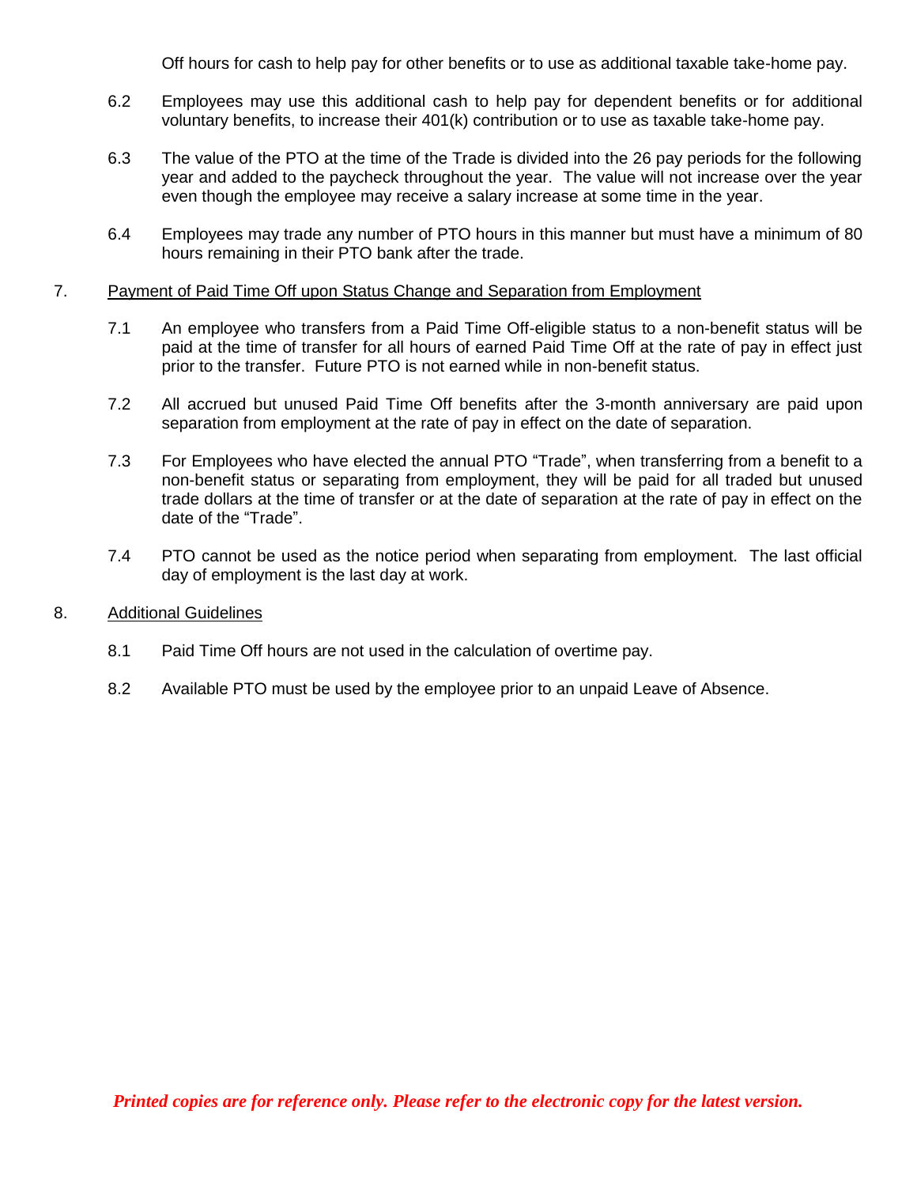Off hours for cash to help pay for other benefits or to use as additional taxable take-home pay.

6.2 Employees may use this additional cash to help pay for dependent benefits or for additional voluntary benefits, to increase their 401(k) contribution or to use as taxable take-home pay.

6.3 The value of the PTO at the time of the Trade is divided into the 26 pay periods for the following year and added to the paycheck throughout the year. The value will not increase over the year even though the employee may receive a salary increase at some time in the year.

6.4 Employees may trade any number of PTO hours in this manner but must have a minimum of 80 hours remaining in their PTO bank after the trade.

7. Payment of Paid Time Off upon Status Change and Separation from Employment

7.1 An employee who transfers from a Paid Time Off-eligible status to a non-benefit status will be paid at the time of transfer for all hours of earned Paid Time Off at the rate of pay in effect just prior to the transfer. Future PTO is not earned while in non-benefit status.

7.2 All accrued but unused Paid Time Off benefits after the 3-month anniversary are paid upon separation from employment at the rate of pay in effect on the date of separation.

7.3 For Employees who have elected the annual PTO "Trade", when transferring from a benefit to a non-benefit status or separating from employment, they will be paid for all traded but unused trade dollars at the time of transfer or at the date of separation at the rate of pay in effect on the date of the "Trade".

7.4 PTO cannot be used as the notice period when separating from employment. The last official day of employment is the last day at work.

8. Additional Guidelines

8.1 Paid Time Off hours are not used in the calculation of overtime pay.

8.2 Available PTO must be used by the employee prior to an unpaid Leave of Absence.

***Printed copies are for reference only. Please refer to the electronic copy for the latest version.***